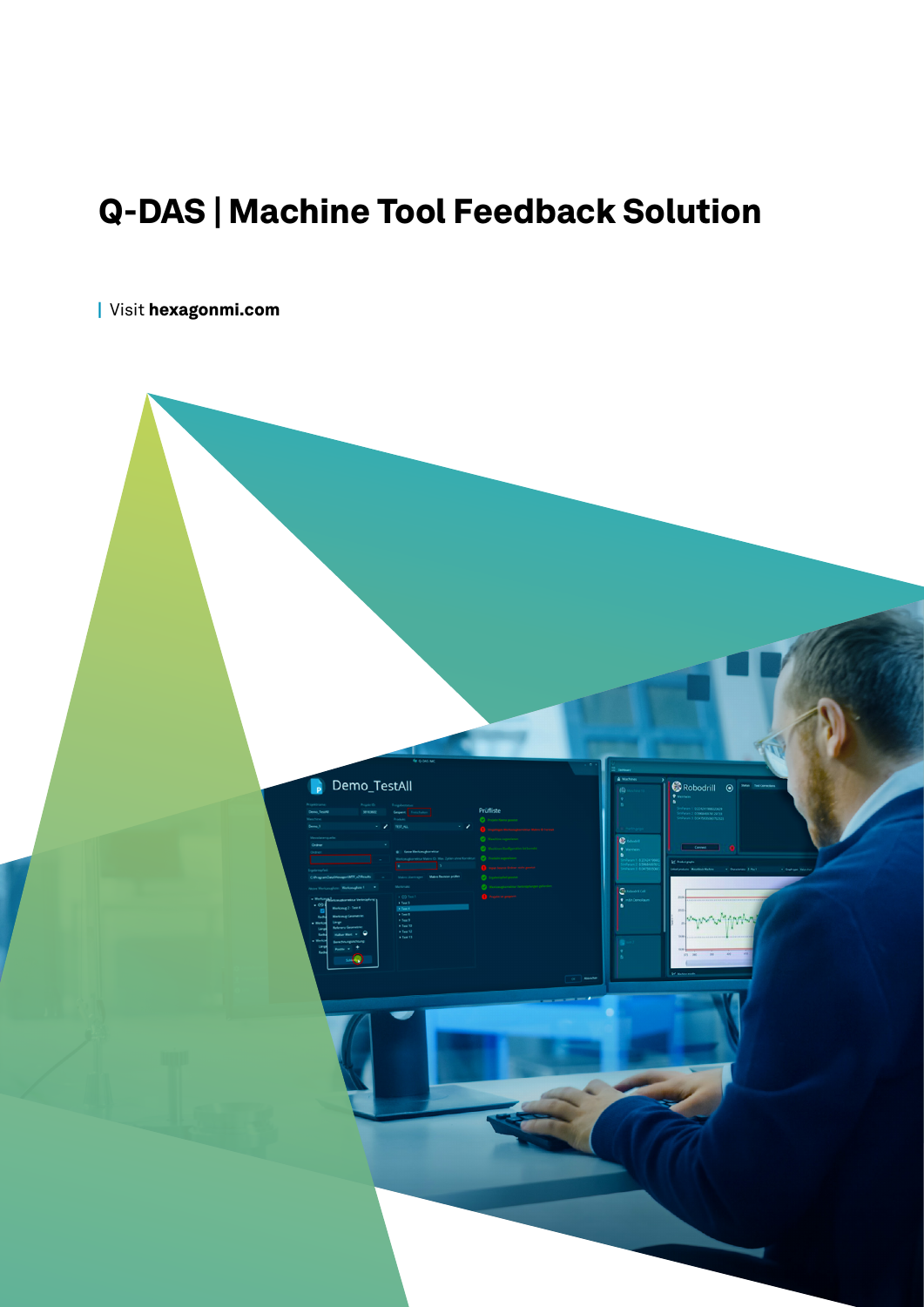# Q-DAS | Machine Tool Feedback Solution

| Visit **hexagonmi.com**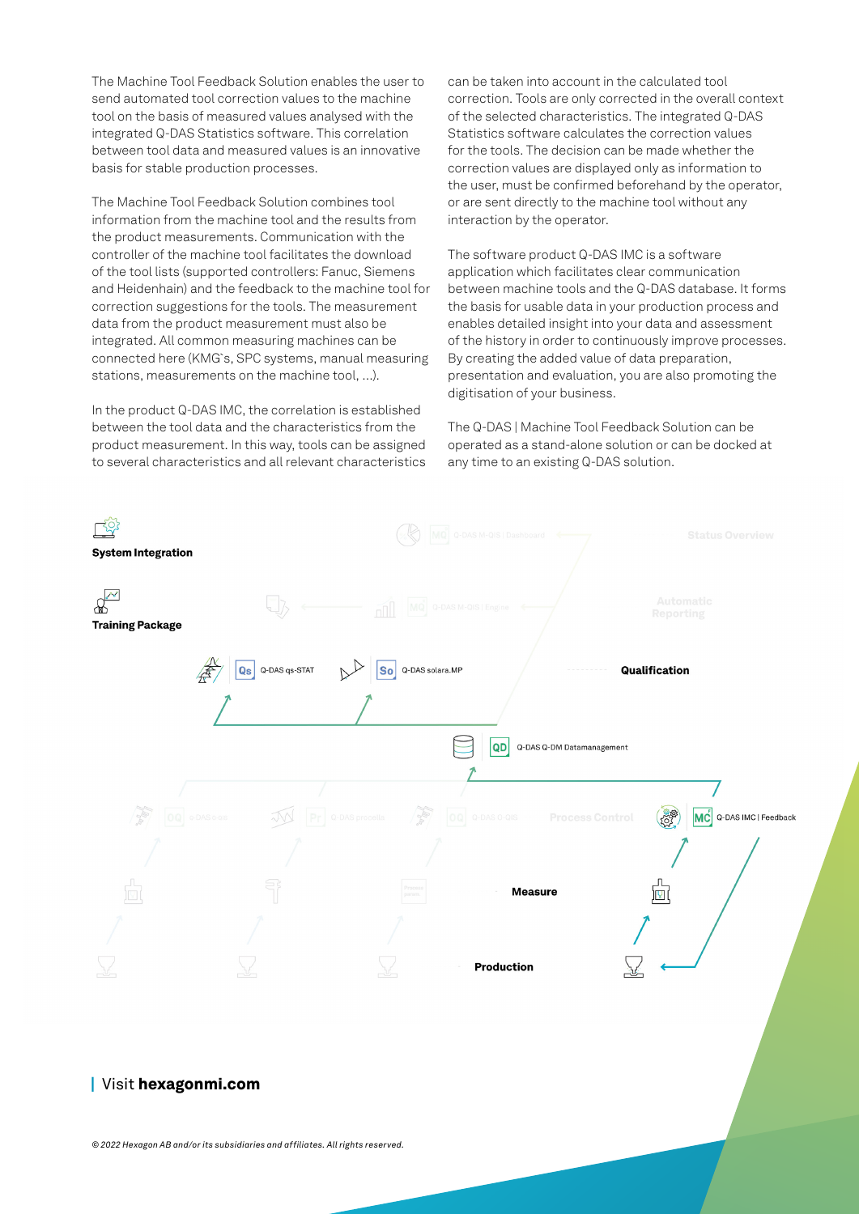The Machine Tool Feedback Solution enables the user to send automated tool correction values to the machine tool on the basis of measured values analysed with the integrated Q-DAS Statistics software. This correlation between tool data and measured values is an innovative basis for stable production processes.

The Machine Tool Feedback Solution combines tool information from the machine tool and the results from the product measurements. Communication with the controller of the machine tool facilitates the download of the tool lists (supported controllers: Fanuc, Siemens and Heidenhain) and the feedback to the machine tool for correction suggestions for the tools. The measurement data from the product measurement must also be integrated. All common measuring machines can be connected here (KMG`s, SPC systems, manual measuring stations, measurements on the machine tool, ...).

In the product Q-DAS IMC, the correlation is established between the tool data and the characteristics from the product measurement. In this way, tools can be assigned to several characteristics and all relevant characteristics can be taken into account in the calculated tool correction. Tools are only corrected in the overall context of the selected characteristics. The integrated Q-DAS Statistics software calculates the correction values for the tools. The decision can be made whether the correction values are displayed only as information to the user, must be confirmed beforehand by the operator, or are sent directly to the machine tool without any interaction by the operator.

The software product Q-DAS IMC is a software application which facilitates clear communication between machine tools and the Q-DAS database. It forms the basis for usable data in your production process and enables detailed insight into your data and assessment of the history in order to continuously improve processes. By creating the added value of data preparation, presentation and evaluation, you are also promoting the digitisation of your business.

The Q-DAS | Machine Tool Feedback Solution can be operated as a stand-alone solution or can be docked at any time to an existing Q-DAS solution.

**System Integration**

**Training Package**

Q-DAS M-QIS | Dashboard

Status Overview

Q-DAS M-QIS | Engine

Automatic Reporting

Q-DAS qs-STAT

Q-DAS solara.MP

**Qualification**

Q-DAS Q-DM Datamanagement

Q-DAS O-QIS

Q-DAS procella

Q-DAS O-QIS

Process Control

Q-DAS IMC | Feedback

**Measure**

**Production**

| Visit **hexagonmi.com**

*© 2022 Hexagon AB and/or its subsidiaries and affiliates. All rights reserved.*